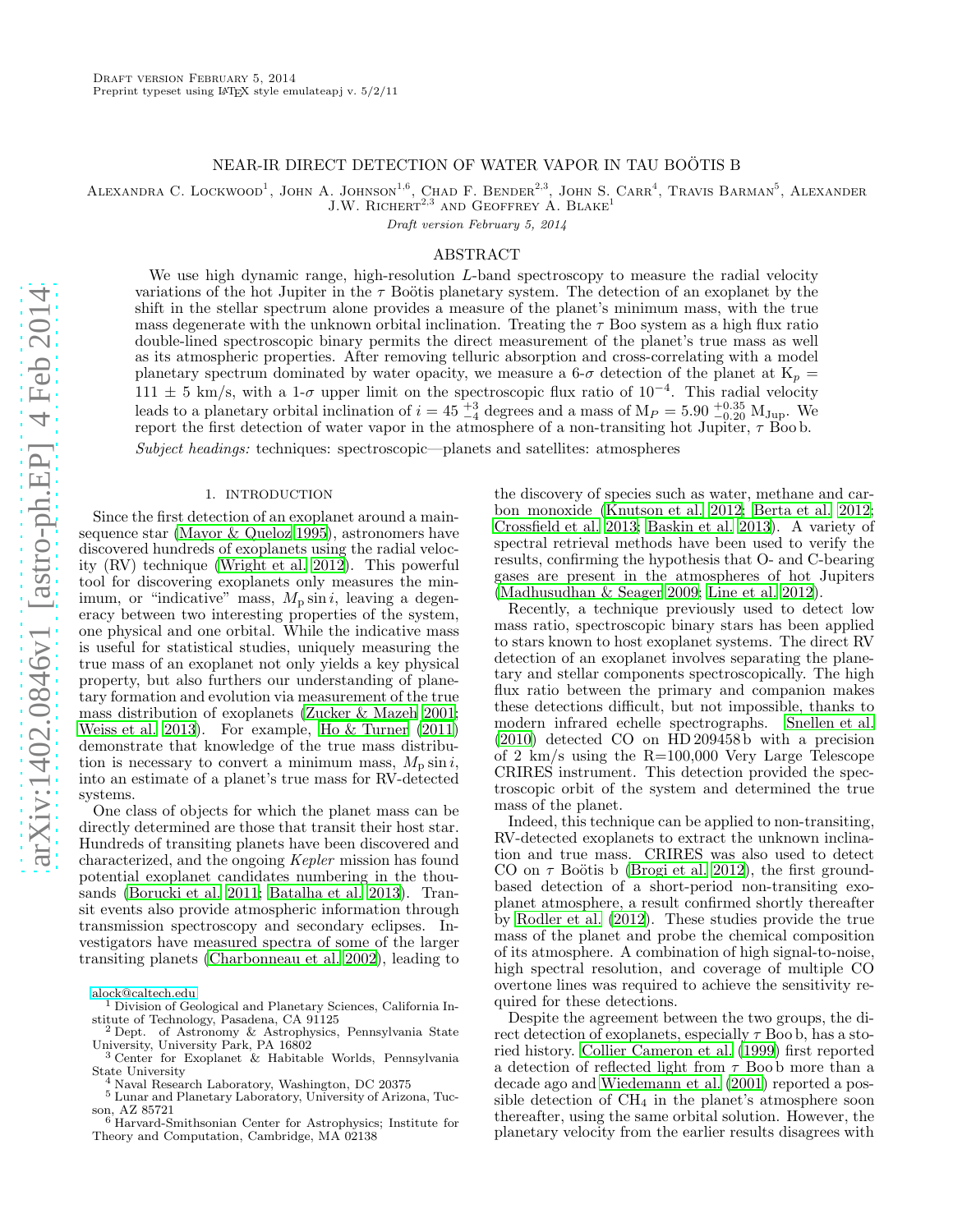Draft version February 5, 2014
Preprint typeset using LaTeX style emulateapj v. 5/2/11

# NEAR-IR DIRECT DETECTION OF WATER VAPOR IN TAU BOÖTIS B

Alexandra C. Lockwood[1], John A. Johnson[1,6], Chad F. Bender[2,3], John S. Carr[4], Travis Barman[5], Alexander J.W. Richert[2,3] and Geoffrey A. Blake[1]

*Draft version February 5, 2014*

## ABSTRACT

We use high dynamic range, high-resolution *L*-band spectroscopy to measure the radial velocity variations of the hot Jupiter in the $\tau$ Boötis planetary system. The detection of an exoplanet by the shift in the stellar spectrum alone provides a measure of the planet's minimum mass, with the true mass degenerate with the unknown orbital inclination. Treating the $\tau$ Boo system as a high flux ratio double-lined spectroscopic binary permits the direct measurement of the planet's true mass as well as its atmospheric properties. After removing telluric absorption and cross-correlating with a model planetary spectrum dominated by water opacity, we measure a 6-$\sigma$ detection of the planet at $K_p = 111 \pm 5$ km/s, with a 1-$\sigma$ upper limit on the spectroscopic flux ratio of $10^{-4}$. This radial velocity leads to a planetary orbital inclination of $i = 45\ ^{+3}_{-4}$ degrees and a mass of $M_P = 5.90\ ^{+0.35}_{-0.20}\ M_{\rm Jup}$. We report the first detection of water vapor in the atmosphere of a non-transiting hot Jupiter, $\tau$ Boo b.

*Subject headings:* techniques: spectroscopic—planets and satellites: atmospheres

## 1. INTRODUCTION

Since the first detection of an exoplanet around a main-sequence star (Mayor & Queloz 1995), astronomers have discovered hundreds of exoplanets using the radial velocity (RV) technique (Wright et al. 2012). This powerful tool for discovering exoplanets only measures the minimum, or "indicative" mass, $M_{\rm p} \sin i$, leaving a degeneracy between two interesting properties of the system, one physical and one orbital. While the indicative mass is useful for statistical studies, uniquely measuring the true mass of an exoplanet not only yields a key physical property, but also furthers our understanding of planetary formation and evolution via measurement of the true mass distribution of exoplanets (Zucker & Mazeh 2001; Weiss et al. 2013). For example, Ho & Turner (2011) demonstrate that knowledge of the true mass distribution is necessary to convert a minimum mass, $M_{\rm p} \sin i$, into an estimate of a planet's true mass for RV-detected systems.

One class of objects for which the planet mass can be directly determined are those that transit their host star. Hundreds of transiting planets have been discovered and characterized, and the ongoing *Kepler* mission has found potential exoplanet candidates numbering in the thousands (Borucki et al. 2011; Batalha et al. 2013). Transit events also provide atmospheric information through transmission spectroscopy and secondary eclipses. Investigators have measured spectra of some of the larger transiting planets (Charbonneau et al. 2002), leading to the discovery of species such as water, methane and carbon monoxide (Knutson et al. 2012; Berta et al. 2012; Crossfield et al. 2013; Baskin et al. 2013). A variety of spectral retrieval methods have been used to verify the results, confirming the hypothesis that O- and C-bearing gases are present in the atmospheres of hot Jupiters (Madhusudhan & Seager 2009; Line et al. 2012).

Recently, a technique previously used to detect low mass ratio, spectroscopic binary stars has been applied to stars known to host exoplanet systems. The direct RV detection of an exoplanet involves separating the planetary and stellar components spectroscopically. The high flux ratio between the primary and companion makes these detections difficult, but not impossible, thanks to modern infrared echelle spectrographs. Snellen et al. (2010) detected CO on HD 209458 b with a precision of 2 km/s using the R=100,000 Very Large Telescope CRIRES instrument. This detection provided the spectroscopic orbit of the system and determined the true mass of the planet.

Indeed, this technique can be applied to non-transiting, RV-detected exoplanets to extract the unknown inclination and true mass. CRIRES was also used to detect CO on $\tau$ Boötis b (Brogi et al. 2012), the first ground-based detection of a short-period non-transiting exoplanet atmosphere, a result confirmed shortly thereafter by Rodler et al. (2012). These studies provide the true mass of the planet and probe the chemical composition of its atmosphere. A combination of high signal-to-noise, high spectral resolution, and coverage of multiple CO overtone lines was required to achieve the sensitivity required for these detections.

Despite the agreement between the two groups, the direct detection of exoplanets, especially $\tau$ Boo b, has a storied history. Collier Cameron et al. (1999) first reported a detection of reflected light from $\tau$ Boo b more than a decade ago and Wiedemann et al. (2001) reported a possible detection of $CH_4$ in the planet's atmosphere soon thereafter, using the same orbital solution. However, the planetary velocity from the earlier results disagrees with

alock@caltech.edu
[1] Division of Geological and Planetary Sciences, California Institute of Technology, Pasadena, CA 91125
[2] Dept. of Astronomy & Astrophysics, Pennsylvania State University, University Park, PA 16802
[3] Center for Exoplanet & Habitable Worlds, Pennsylvania State University
[4] Naval Research Laboratory, Washington, DC 20375
[5] Lunar and Planetary Laboratory, University of Arizona, Tucson, AZ 85721
[6] Harvard-Smithsonian Center for Astrophysics; Institute for Theory and Computation, Cambridge, MA 02138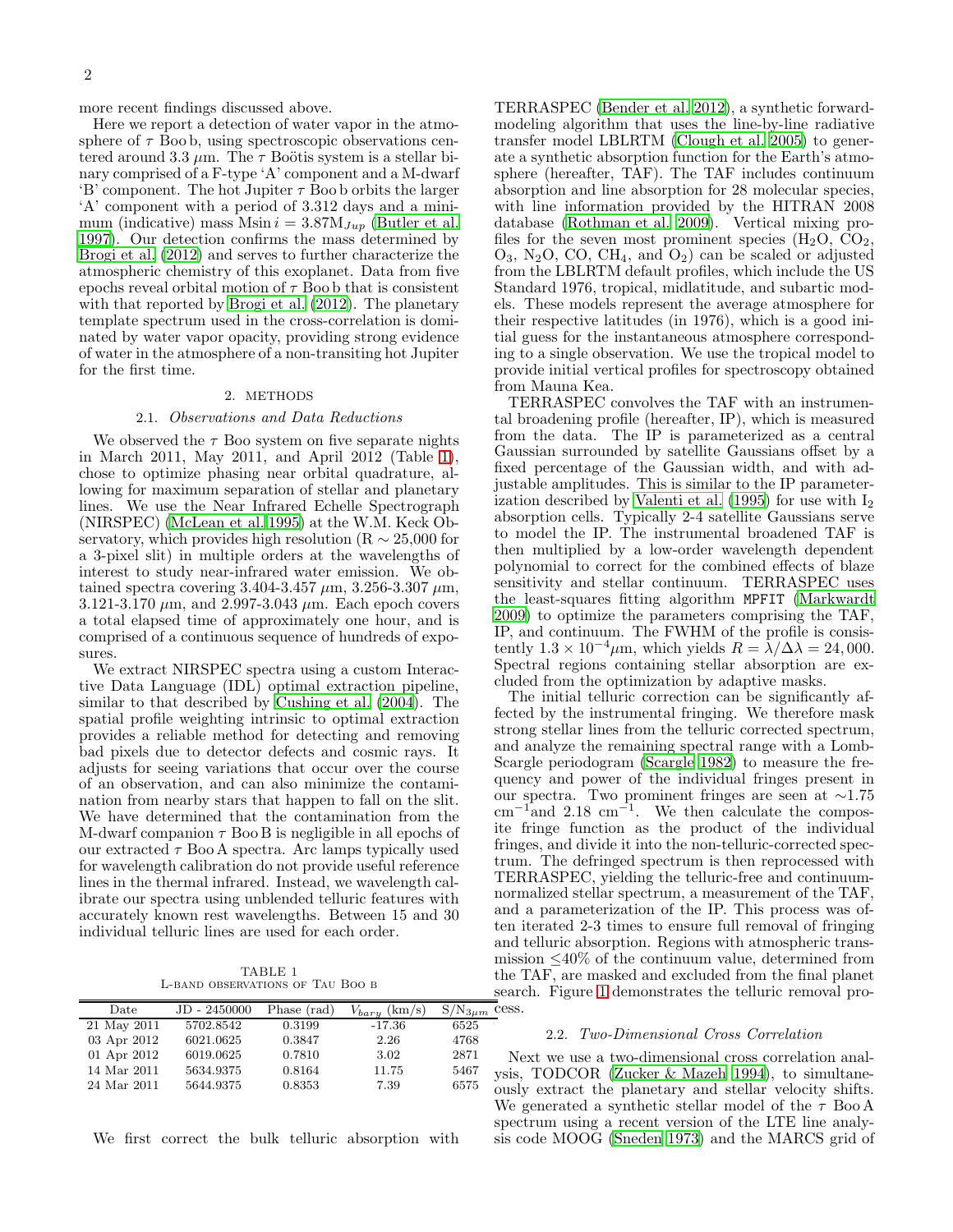more recent findings discussed above.

Here we report a detection of water vapor in the atmosphere of $\tau$ Boo b, using spectroscopic observations centered around 3.3 $\mu$m. The $\tau$ Boötis system is a stellar binary comprised of a F-type 'A' component and a M-dwarf 'B' component. The hot Jupiter $\tau$ Boo b orbits the larger 'A' component with a period of 3.312 days and a minimum (indicative) mass $M\sin i = 3.87 M_{Jup}$ (Butler et al. 1997). Our detection confirms the mass determined by Brogi et al. (2012) and serves to further characterize the atmospheric chemistry of this exoplanet. Data from five epochs reveal orbital motion of $\tau$ Boo b that is consistent with that reported by Brogi et al. (2012). The planetary template spectrum used in the cross-correlation is dominated by water vapor opacity, providing strong evidence of water in the atmosphere of a non-transiting hot Jupiter for the first time.

## 2. METHODS

### 2.1. *Observations and Data Reductions*

We observed the $\tau$ Boo system on five separate nights in March 2011, May 2011, and April 2012 (Table 1), chose to optimize phasing near orbital quadrature, allowing for maximum separation of stellar and planetary lines. We use the Near Infrared Echelle Spectrograph (NIRSPEC) (McLean et al. 1995) at the W.M. Keck Observatory, which provides high resolution (R $\sim$ 25,000 for a 3-pixel slit) in multiple orders at the wavelengths of interest to study near-infrared water emission. We obtained spectra covering 3.404-3.457 $\mu$m, 3.256-3.307 $\mu$m, 3.121-3.170 $\mu$m, and 2.997-3.043 $\mu$m. Each epoch covers a total elapsed time of approximately one hour, and is comprised of a continuous sequence of hundreds of exposures.

We extract NIRSPEC spectra using a custom Interactive Data Language (IDL) optimal extraction pipeline, similar to that described by Cushing et al. (2004). The spatial profile weighting intrinsic to optimal extraction provides a reliable method for detecting and removing bad pixels due to detector defects and cosmic rays. It adjusts for seeing variations that occur over the course of an observation, and can also minimize the contamination from nearby stars that happen to fall on the slit. We have determined that the contamination from the M-dwarf companion $\tau$ Boo B is negligible in all epochs of our extracted $\tau$ Boo A spectra. Arc lamps typically used for wavelength calibration do not provide useful reference lines in the thermal infrared. Instead, we wavelength calibrate our spectra using unblended telluric features with accurately known rest wavelengths. Between 15 and 30 individual telluric lines are used for each order.

TABLE 1
L-band observations of Tau Boo b

| Date | JD - 2450000 | Phase (rad) | $V_{bary}$ (km/s) | $S/N_{3\mu m}$ |
|---|---|---|---|---|
| 21 May 2011 | 5702.8542 | 0.3199 | -17.36 | 6525 |
| 03 Apr 2012 | 6021.0625 | 0.3847 | 2.26 | 4768 |
| 01 Apr 2012 | 6019.0625 | 0.7810 | 3.02 | 2871 |
| 14 Mar 2011 | 5634.9375 | 0.8164 | 11.75 | 5467 |
| 24 Mar 2011 | 5644.9375 | 0.8353 | 7.39 | 6575 |

We first correct the bulk telluric absorption with TERRASPEC (Bender et al. 2012), a synthetic forward-modeling algorithm that uses the line-by-line radiative transfer model LBLRTM (Clough et al. 2005) to generate a synthetic absorption function for the Earth's atmosphere (hereafter, TAF). The TAF includes continuum absorption and line absorption for 28 molecular species, with line information provided by the HITRAN 2008 database (Rothman et al. 2009). Vertical mixing profiles for the seven most prominent species ($H_2O$, $CO_2$, $O_3$, $N_2O$, CO, $CH_4$, and $O_2$) can be scaled or adjusted from the LBLRTM default profiles, which include the US Standard 1976, tropical, midlatitude, and subartic models. These models represent the average atmosphere for their respective latitudes (in 1976), which is a good initial guess for the instantaneous atmosphere corresponding to a single observation. We use the tropical model to provide initial vertical profiles for spectroscopy obtained from Mauna Kea.

TERRASPEC convolves the TAF with an instrumental broadening profile (hereafter, IP), which is measured from the data. The IP is parameterized as a central Gaussian surrounded by satellite Gaussians offset by a fixed percentage of the Gaussian width, and with adjustable amplitudes. This is similar to the IP parameterization described by Valenti et al. (1995) for use with $I_2$ absorption cells. Typically 2-4 satellite Gaussians serve to model the IP. The instrumental broadened TAF is then multiplied by a low-order wavelength dependent polynomial to correct for the combined effects of blaze sensitivity and stellar continuum. TERRASPEC uses the least-squares fitting algorithm `MPFIT` (Markwardt 2009) to optimize the parameters comprising the TAF, IP, and continuum. The FWHM of the profile is consistently $1.3 \times 10^{-4} \mu$m, which yields $R = \lambda/\Delta\lambda = 24,000$. Spectral regions containing stellar absorption are excluded from the optimization by adaptive masks.

The initial telluric correction can be significantly affected by the instrumental fringing. We therefore mask strong stellar lines from the telluric corrected spectrum, and analyze the remaining spectral range with a Lomb-Scargle periodogram (Scargle 1982) to measure the frequency and power of the individual fringes present in our spectra. Two prominent fringes are seen at $\sim$1.75 $\text{cm}^{-1}$and 2.18 $\text{cm}^{-1}$. We then calculate the composite fringe function as the product of the individual fringes, and divide it into the non-telluric-corrected spectrum. The defringed spectrum is then reprocessed with TERRASPEC, yielding the telluric-free and continuum-normalized stellar spectrum, a measurement of the TAF, and a parameterization of the IP. This process was often iterated 2-3 times to ensure full removal of fringing and telluric absorption. Regions with atmospheric transmission $\leq$40% of the continuum value, determined from the TAF, are masked and excluded from the final planet search. Figure 1 demonstrates the telluric removal process.

### 2.2. *Two-Dimensional Cross Correlation*

Next we use a two-dimensional cross correlation analysis, TODCOR (Zucker & Mazeh 1994), to simultaneously extract the planetary and stellar velocity shifts. We generated a synthetic stellar model of the $\tau$ Boo A spectrum using a recent version of the LTE line analysis code MOOG (Sneden 1973) and the MARCS grid of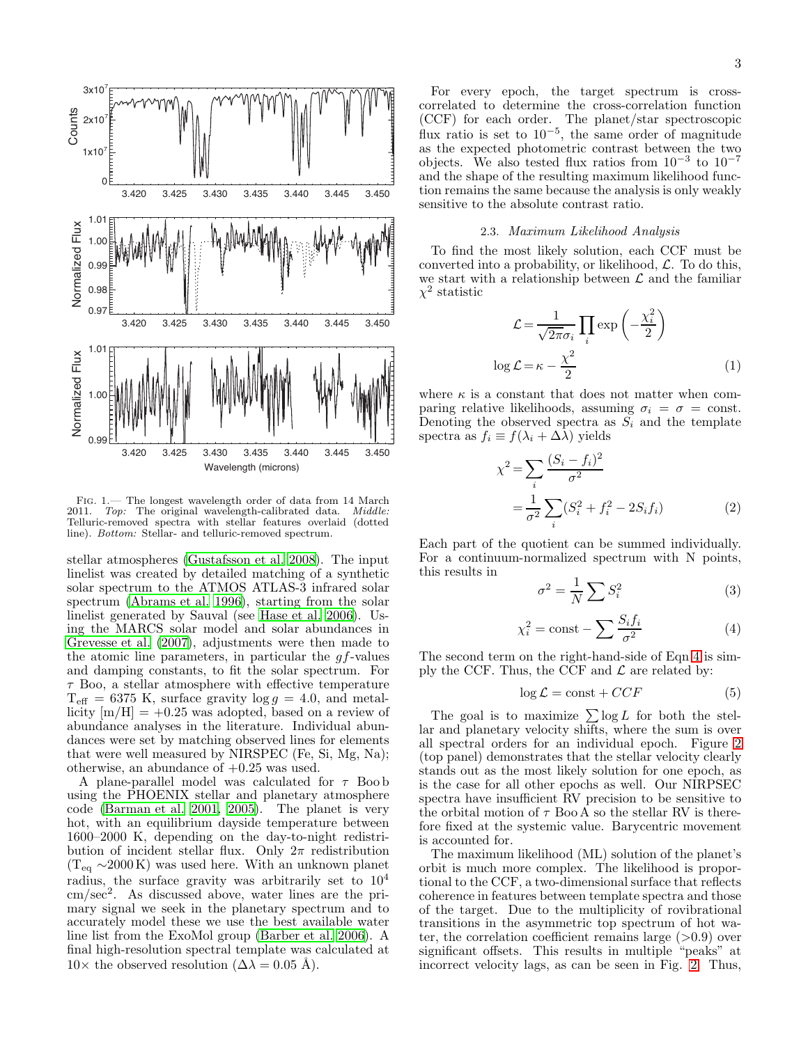Fig. 1.— The longest wavelength order of data from 14 March 2011. *Top:* The original wavelength-calibrated data. *Middle:* Telluric-removed spectra with stellar features overlaid (dotted line). *Bottom:* Stellar- and telluric-removed spectrum.

stellar atmospheres (Gustafsson et al. 2008). The input linelist was created by detailed matching of a synthetic solar spectrum to the ATMOS ATLAS-3 infrared solar spectrum (Abrams et al. 1996), starting from the solar linelist generated by Sauval (see Hase et al. 2006). Using the MARCS solar model and solar abundances in Grevesse et al. (2007), adjustments were then made to the atomic line parameters, in particular the $gf$-values and damping constants, to fit the solar spectrum. For $\tau$ Boo, a stellar atmosphere with effective temperature $T_{eff}$ = 6375 K, surface gravity $\log g$ = 4.0, and metallicity [m/H] = +0.25 was adopted, based on a review of abundance analyses in the literature. Individual abundances were set by matching observed lines for elements that were well measured by NIRSPEC (Fe, Si, Mg, Na); otherwise, an abundance of +0.25 was used.

A plane-parallel model was calculated for $\tau$ Boo b using the PHOENIX stellar and planetary atmosphere code (Barman et al. 2001, 2005). The planet is very hot, with an equilibrium dayside temperature between 1600–2000 K, depending on the day-to-night redistribution of incident stellar flux. Only $2\pi$ redistribution ($T_{eq}$ ~2000 K) was used here. With an unknown planet radius, the surface gravity was arbitrarily set to $10^4$ cm/sec$^2$. As discussed above, water lines are the primary signal we seek in the planetary spectrum and to accurately model these we use the best available water line list from the ExoMol group (Barber et al. 2006). A final high-resolution spectral template was calculated at 10× the observed resolution ($\Delta\lambda$ = 0.05 Å).

For every epoch, the target spectrum is cross-correlated to determine the cross-correlation function (CCF) for each order. The planet/star spectroscopic flux ratio is set to $10^{-5}$, the same order of magnitude as the expected photometric contrast between the two objects. We also tested flux ratios from $10^{-3}$ to $10^{-7}$ and the shape of the resulting maximum likelihood function remains the same because the analysis is only weakly sensitive to the absolute contrast ratio.

### 2.3. *Maximum Likelihood Analysis*

To find the most likely solution, each CCF must be converted into a probability, or likelihood, $\mathcal{L}$. To do this, we start with a relationship between $\mathcal{L}$ and the familiar $\chi^2$ statistic

$$\mathcal{L} = \frac{1}{\sqrt{2\pi}\sigma_i}\prod_i \exp\left(-\frac{\chi_i^2}{2}\right)$$
$$\log\mathcal{L} = \kappa - \frac{\chi^2}{2} \quad (1)$$

where $\kappa$ is a constant that does not matter when comparing relative likelihoods, assuming $\sigma_i = \sigma$ = const. Denoting the observed spectra as $S_i$ and the template spectra as $f_i \equiv f(\lambda_i + \Delta\lambda)$ yields

$$\chi^2 = \sum_i \frac{(S_i - f_i)^2}{\sigma^2}$$
$$= \frac{1}{\sigma^2}\sum_i (S_i^2 + f_i^2 - 2S_i f_i) \quad (2)$$

Each part of the quotient can be summed individually. For a continuum-normalized spectrum with N points, this results in

$$\sigma^2 = \frac{1}{N}\sum S_i^2 \quad (3)$$

$$\chi_i^2 = \text{const} - \sum \frac{S_i f_i}{\sigma^2} \quad (4)$$

The second term on the right-hand-side of Eqn 4 is simply the CCF. Thus, the CCF and $\mathcal{L}$ are related by:

$$\log\mathcal{L} = \text{const} + CCF \quad (5)$$

The goal is to maximize $\sum \log L$ for both the stellar and planetary velocity shifts, where the sum is over all spectral orders for an individual epoch. Figure 2 (top panel) demonstrates that the stellar velocity clearly stands out as the most likely solution for one epoch, as is the case for all other epochs as well. Our NIRSPEC spectra have insufficient RV precision to be sensitive to the orbital motion of $\tau$ Boo A so the stellar RV is therefore fixed at the systemic value. Barycentric movement is accounted for.

The maximum likelihood (ML) solution of the planet's orbit is much more complex. The likelihood is proportional to the CCF, a two-dimensional surface that reflects coherence in features between template spectra and those of the target. Due to the multiplicity of rovibrational transitions in the asymmetric top spectrum of hot water, the correlation coefficient remains large (>0.9) over significant offsets. This results in multiple "peaks" at incorrect velocity lags, as can be seen in Fig. 2. Thus,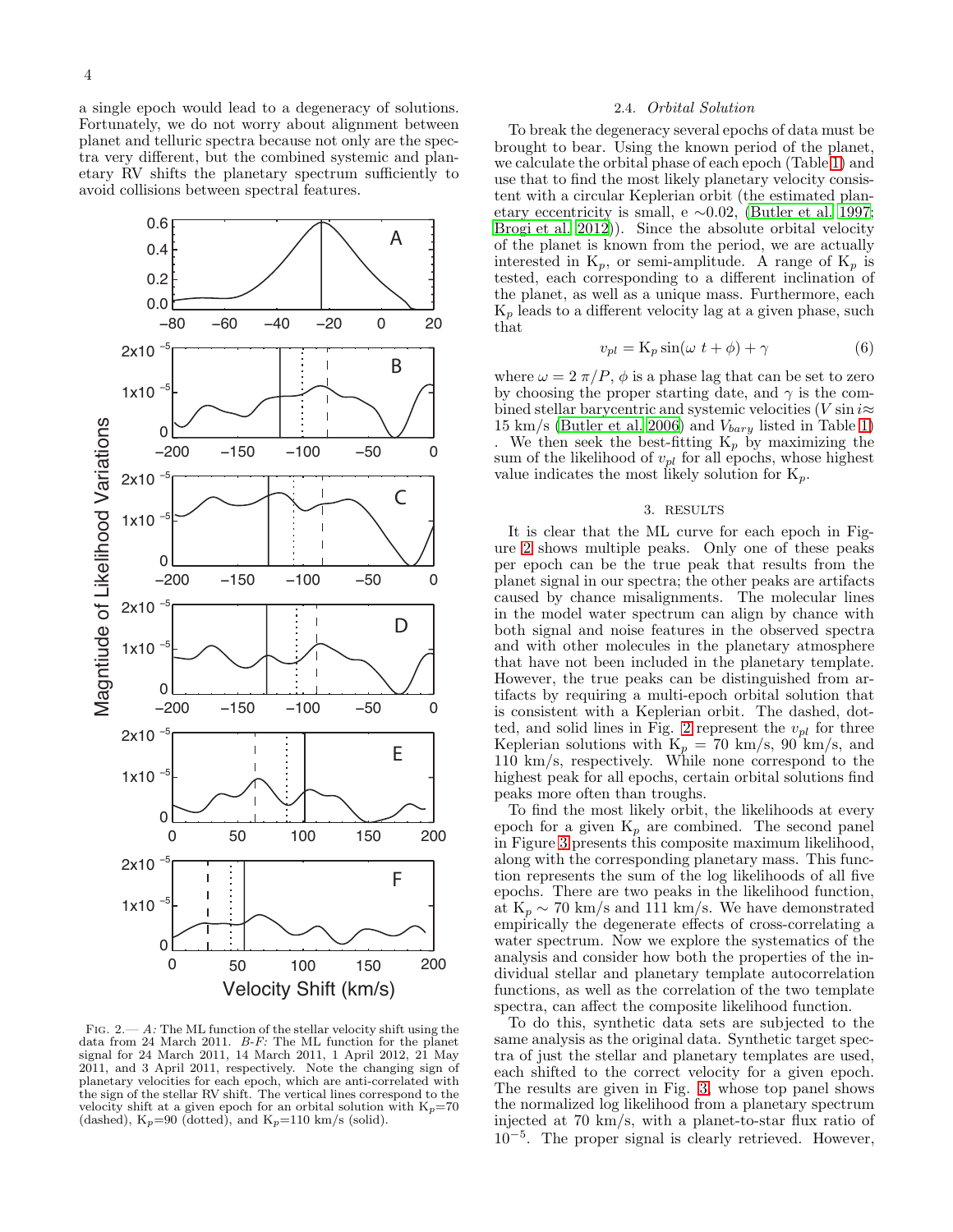a single epoch would lead to a degeneracy of solutions. Fortunately, we do not worry about alignment between planet and telluric spectra because not only are the spectra very different, but the combined systemic and planetary RV shifts the planetary spectrum sufficiently to avoid collisions between spectral features.

FIG. 2.— *A:* The ML function of the stellar velocity shift using the data from 24 March 2011. *B-F:* The ML function for the planet signal for 24 March 2011, 14 March 2011, 1 April 2012, 21 May 2011, and 3 April 2011, respectively. Note the changing sign of planetary velocities for each epoch, which are anti-correlated with the sign of the stellar RV shift. The vertical lines correspond to the velocity shift at a given epoch for an orbital solution with $K_p$=70 (dashed), $K_p$=90 (dotted), and $K_p$=110 km/s (solid).

### 2.4. *Orbital Solution*

To break the degeneracy several epochs of data must be brought to bear. Using the known period of the planet, we calculate the orbital phase of each epoch (Table 1) and use that to find the most likely planetary velocity consistent with a circular Keplerian orbit (the estimated planetary eccentricity is small, e ∼0.02, (Butler et al. 1997; Brogi et al. 2012)). Since the absolute orbital velocity of the planet is known from the period, we are actually interested in $K_p$, or semi-amplitude. A range of $K_p$ is tested, each corresponding to a different inclination of the planet, as well as a unique mass. Furthermore, each $K_p$ leads to a different velocity lag at a given phase, such that

$$v_{pl} = K_p \sin(\omega\ t + \phi) + \gamma \tag{6}$$

where $\omega = 2\,\pi/P$, $\phi$ is a phase lag that can be set to zero by choosing the proper starting date, and $\gamma$ is the combined stellar barycentric and systemic velocities ($V \sin i \approx$ 15 km/s (Butler et al. 2006) and $V_{bary}$ listed in Table 1) . We then seek the best-fitting $K_p$ by maximizing the sum of the likelihood of $v_{pl}$ for all epochs, whose highest value indicates the most likely solution for $K_p$.

## 3. RESULTS

It is clear that the ML curve for each epoch in Figure 2 shows multiple peaks. Only one of these peaks per epoch can be the true peak that results from the planet signal in our spectra; the other peaks are artifacts caused by chance misalignments. The molecular lines in the model water spectrum can align by chance with both signal and noise features in the observed spectra and with other molecules in the planetary atmosphere that have not been included in the planetary template. However, the true peaks can be distinguished from artifacts by requiring a multi-epoch orbital solution that is consistent with a Keplerian orbit. The dashed, dotted, and solid lines in Fig. 2 represent the $v_{pl}$ for three Keplerian solutions with $K_p$ = 70 km/s, 90 km/s, and 110 km/s, respectively. While none correspond to the highest peak for all epochs, certain orbital solutions find peaks more often than troughs.

To find the most likely orbit, the likelihoods at every epoch for a given $K_p$ are combined. The second panel in Figure 3 presents this composite maximum likelihood, along with the corresponding planetary mass. This function represents the sum of the log likelihoods of all five epochs. There are two peaks in the likelihood function, at $K_p$ ∼ 70 km/s and 111 km/s. We have demonstrated empirically the degenerate effects of cross-correlating a water spectrum. Now we explore the systematics of the analysis and consider how both the properties of the individual stellar and planetary template autocorrelation functions, as well as the correlation of the two template spectra, can affect the composite likelihood function.

To do this, synthetic data sets are subjected to the same analysis as the original data. Synthetic target spectra of just the stellar and planetary templates are used, each shifted to the correct velocity for a given epoch. The results are given in Fig. 3, whose top panel shows the normalized log likelihood from a planetary spectrum injected at 70 km/s, with a planet-to-star flux ratio of $10^{-5}$. The proper signal is clearly retrieved. However,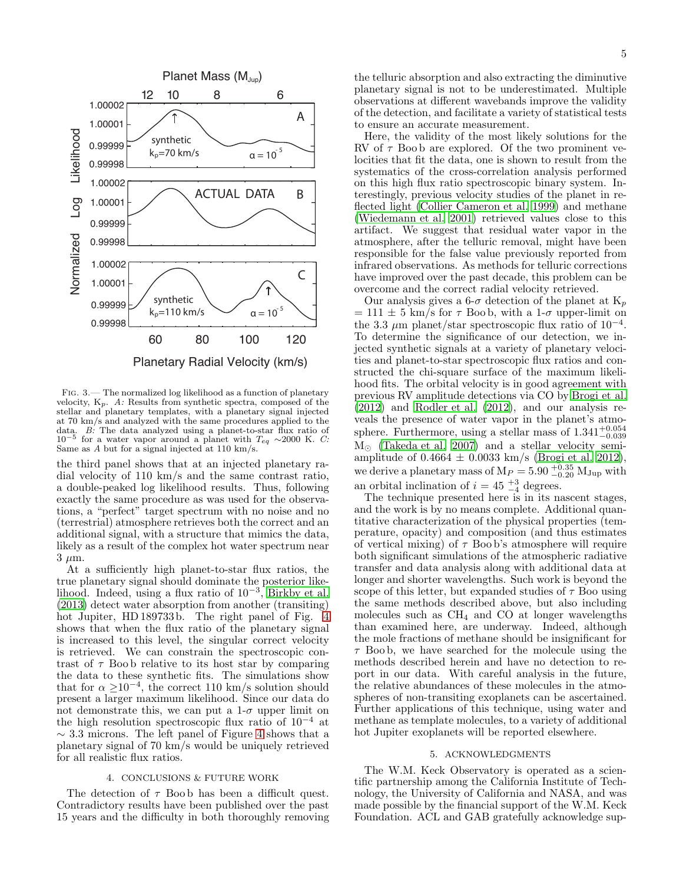FIG. 3.— The normalized log likelihood as a function of planetary velocity, $K_p$. *A:* Results from synthetic spectra, composed of the stellar and planetary templates, with a planetary signal injected at 70 km/s and analyzed with the same procedures applied to the data. *B:* The data analyzed using a planet-to-star flux ratio of $10^{-5}$ for a water vapor around a planet with $T_{eq}$ ∼2000 K. *C:* Same as *A* but for a signal injected at 110 km/s.

the third panel shows that at an injected planetary radial velocity of 110 km/s and the same contrast ratio, a double-peaked log likelihood results. Thus, following exactly the same procedure as was used for the observations, a "perfect" target spectrum with no noise and no (terrestrial) atmosphere retrieves both the correct and an additional signal, with a structure that mimics the data, likely as a result of the complex hot water spectrum near 3 $\mu$m.

At a sufficiently high planet-to-star flux ratios, the true planetary signal should dominate the posterior likelihood. Indeed, using a flux ratio of $10^{-3}$, Birkby et al. (2013) detect water absorption from another (transiting) hot Jupiter, HD 189733 b. The right panel of Fig. 4 shows that when the flux ratio of the planetary signal is increased to this level, the singular correct velocity is retrieved. We can constrain the spectroscopic contrast of $\tau$ Boo b relative to its host star by comparing the data to these synthetic fits. The simulations show that for $\alpha \geq 10^{-4}$, the correct 110 km/s solution should present a larger maximum likelihood. Since our data do not demonstrate this, we can put a 1-$\sigma$ upper limit on the high resolution spectroscopic flux ratio of $10^{-4}$ at $\sim$ 3.3 microns. The left panel of Figure 4 shows that a planetary signal of 70 km/s would be uniquely retrieved for all realistic flux ratios.

## 4. CONCLUSIONS & FUTURE WORK

The detection of $\tau$ Boo b has been a difficult quest. Contradictory results have been published over the past 15 years and the difficulty in both thoroughly removing the telluric absorption and also extracting the diminutive planetary signal is not to be underestimated. Multiple observations at different wavebands improve the validity of the detection, and facilitate a variety of statistical tests to ensure an accurate measurement.

Here, the validity of the most likely solutions for the RV of $\tau$ Boo b are explored. Of the two prominent velocities that fit the data, one is shown to result from the systematics of the cross-correlation analysis performed on this high flux ratio spectroscopic binary system. Interestingly, previous velocity studies of the planet in reflected light (Collier Cameron et al. 1999) and methane (Wiedemann et al. 2001) retrieved values close to this artifact. We suggest that residual water vapor in the atmosphere, after the telluric removal, might have been responsible for the false value previously reported from infrared observations. As methods for telluric corrections have improved over the past decade, this problem can be overcome and the correct radial velocity retrieved.

Our analysis gives a 6-$\sigma$ detection of the planet at $K_p$ = 111 ± 5 km/s for $\tau$ Boo b, with a 1-$\sigma$ upper-limit on the 3.3 $\mu$m planet/star spectroscopic flux ratio of $10^{-4}$. To determine the significance of our detection, we injected synthetic signals at a variety of planetary velocities and planet-to-star flux ratios and constructed the chi-square surface of the maximum likelihood fits. The orbital velocity is in good agreement with previous RV amplitude detections via CO by Brogi et al. (2012) and Rodler et al. (2012), and our analysis reveals the presence of water vapor in the planet's atmosphere. Furthermore, using a stellar mass of $1.341^{+0.054}_{-0.039}$ $M_\odot$ (Takeda et al. 2007) and a stellar velocity semi-amplitude of 0.4664 ± 0.0033 km/s (Brogi et al. 2012), we derive a planetary mass of $M_P = 5.90\ ^{+0.35}_{-0.20}$ $M_{Jup}$ with an orbital inclination of $i = 45\ ^{+3}_{-4}$ degrees.

The technique presented here is in its nascent stages, and the work is by no means complete. Additional quantitative characterization of the physical properties (temperature, opacity) and composition (and thus estimates of vertical mixing) of $\tau$ Boo b's atmosphere will require both significant simulations of the atmospheric radiative transfer and data analysis along with additional data at longer and shorter wavelengths. Such work is beyond the scope of this letter, but expanded studies of $\tau$ Boo using the same methods described above, but also including molecules such as $CH_4$ and CO at longer wavelengths than examined here, are underway. Indeed, although the mole fractions of methane should be insignificant for $\tau$ Boo b, we have searched for the molecule using the methods described herein and have no detection to report in our data. With careful analysis in the future, the relative abundances of these molecules in the atmospheres of non-transiting exoplanets can be ascertained. Further applications of this technique, using water and methane as template molecules, to a variety of additional hot Jupiter exoplanets will be reported elsewhere.

## 5. ACKNOWLEDGMENTS

The W.M. Keck Observatory is operated as a scientific partnership among the California Institute of Technology, the University of California and NASA, and was made possible by the financial support of the W.M. Keck Foundation. ACL and GAB gratefully acknowledge sup-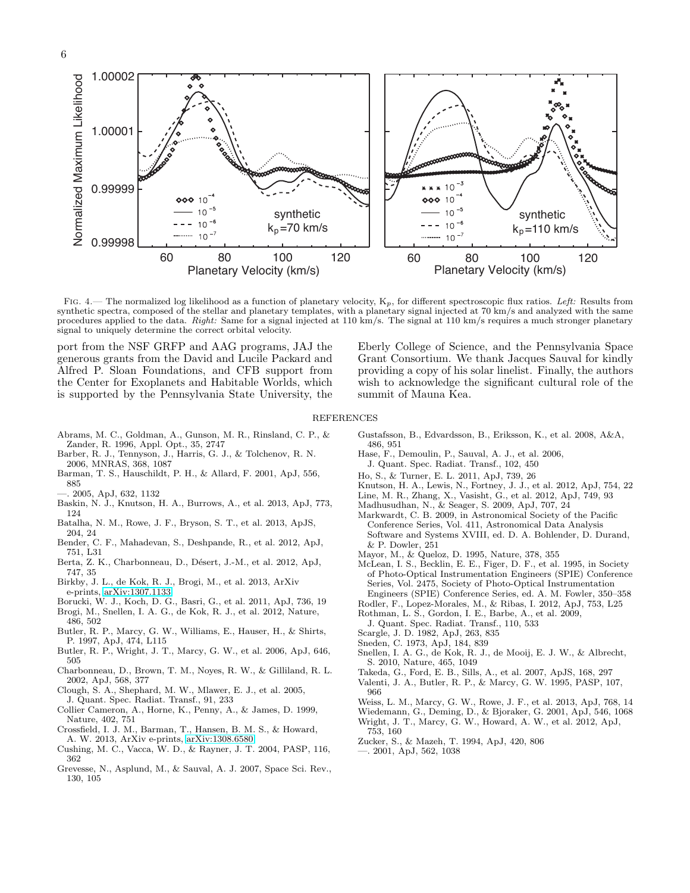Normalized Maximum Likelihood

1.00002

1.00001

0.99999

0.99998

60 80 100 120

Planetary Velocity (km/s)

$10^{-4}$
$10^{-5}$
$10^{-6}$
$10^{-7}$

synthetic
$k_p$=70 km/s

60 80 100 120

Planetary Velocity (km/s)

$10^{-3}$
$10^{-4}$
$10^{-5}$
$10^{-6}$
$10^{-7}$

synthetic
$k_p$=110 km/s

FIG. 4.— The normalized log likelihood as a function of planetary velocity, $K_p$, for different spectroscopic flux ratios. *Left:* Results from synthetic spectra, composed of the stellar and planetary templates, with a planetary signal injected at 70 km/s and analyzed with the same procedures applied to the data. *Right:* Same for a signal injected at 110 km/s. The signal at 110 km/s requires a much stronger planetary signal to uniquely determine the correct orbital velocity.

port from the NSF GRFP and AAG programs, JAJ the generous grants from the David and Lucile Packard and Alfred P. Sloan Foundations, and CFB support from the Center for Exoplanets and Habitable Worlds, which is supported by the Pennsylvania State University, the Eberly College of Science, and the Pennsylvania Space Grant Consortium. We thank Jacques Sauval for kindly providing a copy of his solar linelist. Finally, the authors wish to acknowledge the significant cultural role of the summit of Mauna Kea.

## REFERENCES

Abrams, M. C., Goldman, A., Gunson, M. R., Rinsland, C. P., & Zander, R. 1996, Appl. Opt., 35, 2747

Barber, R. J., Tennyson, J., Harris, G. J., & Tolchenov, R. N. 2006, MNRAS, 368, 1087

Barman, T. S., Hauschildt, P. H., & Allard, F. 2001, ApJ, 556, 885

—. 2005, ApJ, 632, 1132

Baskin, N. J., Knutson, H. A., Burrows, A., et al. 2013, ApJ, 773, 124

Batalha, N. M., Rowe, J. F., Bryson, S. T., et al. 2013, ApJS, 204, 24

Bender, C. F., Mahadevan, S., Deshpande, R., et al. 2012, ApJ, 751, L31

Berta, Z. K., Charbonneau, D., Désert, J.-M., et al. 2012, ApJ, 747, 35

Birkby, J. L., de Kok, R. J., Brogi, M., et al. 2013, ArXiv e-prints, arXiv:1307.1133

Borucki, W. J., Koch, D. G., Basri, G., et al. 2011, ApJ, 736, 19

Brogi, M., Snellen, I. A. G., de Kok, R. J., et al. 2012, Nature, 486, 502

Butler, R. P., Marcy, G. W., Williams, E., Hauser, H., & Shirts, P. 1997, ApJ, 474, L115

Butler, R. P., Wright, J. T., Marcy, G. W., et al. 2006, ApJ, 646, 505

Charbonneau, D., Brown, T. M., Noyes, R. W., & Gilliland, R. L. 2002, ApJ, 568, 377

Clough, S. A., Shephard, M. W., Mlawer, E. J., et al. 2005, J. Quant. Spec. Radiat. Transf., 91, 233

Collier Cameron, A., Horne, K., Penny, A., & James, D. 1999, Nature, 402, 751

Crossfield, I. J. M., Barman, T., Hansen, B. M. S., & Howard, A. W. 2013, ArXiv e-prints, arXiv:1308.6580

Cushing, M. C., Vacca, W. D., & Rayner, J. T. 2004, PASP, 116, 362

Grevesse, N., Asplund, M., & Sauval, A. J. 2007, Space Sci. Rev., 130, 105

Gustafsson, B., Edvardsson, B., Eriksson, K., et al. 2008, A&A, 486, 951

Hase, F., Demoulin, P., Sauval, A. J., et al. 2006, J. Quant. Spec. Radiat. Transf., 102, 450

Ho, S., & Turner, E. L. 2011, ApJ, 739, 26

Knutson, H. A., Lewis, N., Fortney, J. J., et al. 2012, ApJ, 754, 22

Line, M. R., Zhang, X., Vasisht, G., et al. 2012, ApJ, 749, 93

Madhusudhan, N., & Seager, S. 2009, ApJ, 707, 24

Markwardt, C. B. 2009, in Astronomical Society of the Pacific Conference Series, Vol. 411, Astronomical Data Analysis Software and Systems XVIII, ed. D. A. Bohlender, D. Durand, & P. Dowler, 251

Mayor, M., & Queloz, D. 1995, Nature, 378, 355

McLean, I. S., Becklin, E. E., Figer, D. F., et al. 1995, in Society of Photo-Optical Instrumentation Engineers (SPIE) Conference Series, Vol. 2475, Society of Photo-Optical Instrumentation Engineers (SPIE) Conference Series, ed. A. M. Fowler, 350–358

Rodler, F., Lopez-Morales, M., & Ribas, I. 2012, ApJ, 753, L25

Rothman, L. S., Gordon, I. E., Barbe, A., et al. 2009, J. Quant. Spec. Radiat. Transf., 110, 533

Scargle, J. D. 1982, ApJ, 263, 835

Sneden, C. 1973, ApJ, 184, 839

Snellen, I. A. G., de Kok, R. J., de Mooij, E. J. W., & Albrecht, S. 2010, Nature, 465, 1049

Takeda, G., Ford, E. B., Sills, A., et al. 2007, ApJS, 168, 297

Valenti, J. A., Butler, R. P., & Marcy, G. W. 1995, PASP, 107, 966

Weiss, L. M., Marcy, G. W., Rowe, J. F., et al. 2013, ApJ, 768, 14

Wiedemann, G., Deming, D., & Bjoraker, G. 2001, ApJ, 546, 1068

Wright, J. T., Marcy, G. W., Howard, A. W., et al. 2012, ApJ, 753, 160

Zucker, S., & Mazeh, T. 1994, ApJ, 420, 806

—. 2001, ApJ, 562, 1038